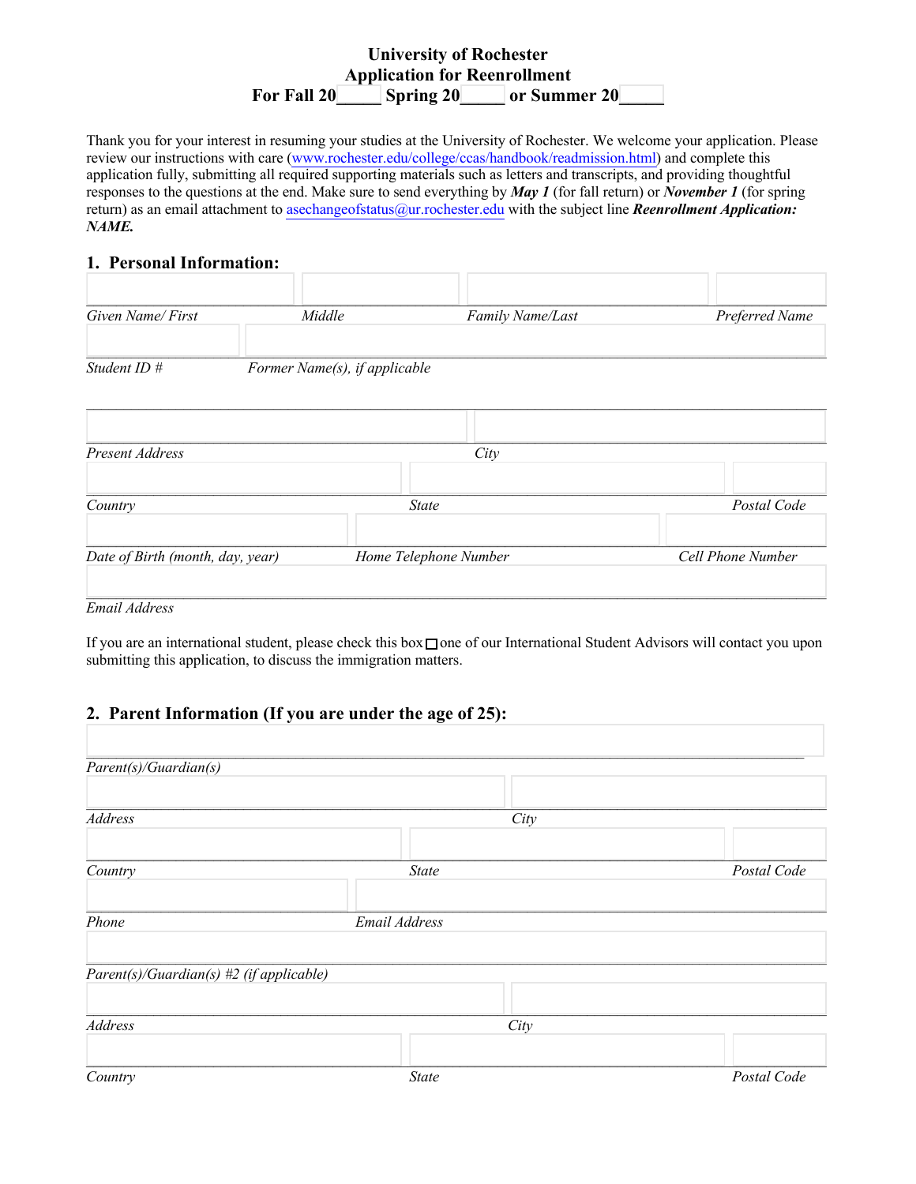**University of Rochester**
**Application for Reenrollment**
**For Fall 20\_\_\_\_\_ Spring 20\_\_\_\_\_ or Summer 20\_\_\_\_\_**

Thank you for your interest in resuming your studies at the University of Rochester. We welcome your application. Please review our instructions with care (www.rochester.edu/college/ccas/handbook/readmission.html) and complete this application fully, submitting all required supporting materials such as letters and transcripts, and providing thoughtful responses to the questions at the end. Make sure to send everything by ***May 1*** (for fall return) or ***November 1*** (for spring return) as an email attachment to asechangeofstatus@ur.rochester.edu with the subject line ***Reenrollment Application: NAME.***

## 1. Personal Information:

*Given Name/ First* | *Middle* | *Family Name/Last* | *Preferred Name*

*Student ID #* | *Former Name(s), if applicable*

*Present Address* | *City*

*Country* | *State* | *Postal Code*

*Date of Birth (month, day, year)* | *Home Telephone Number* | *Cell Phone Number*

*Email Address*

If you are an international student, please check this box ☐ one of our International Student Advisors will contact you upon submitting this application, to discuss the immigration matters.

## 2. Parent Information (If you are under the age of 25):

*Parent(s)/Guardian(s)*

*Address* | *City*

*Country* | *State* | *Postal Code*

*Phone* | *Email Address*

*Parent(s)/Guardian(s) #2 (if applicable)*

*Address* | *City*

*Country* | *State* | *Postal Code*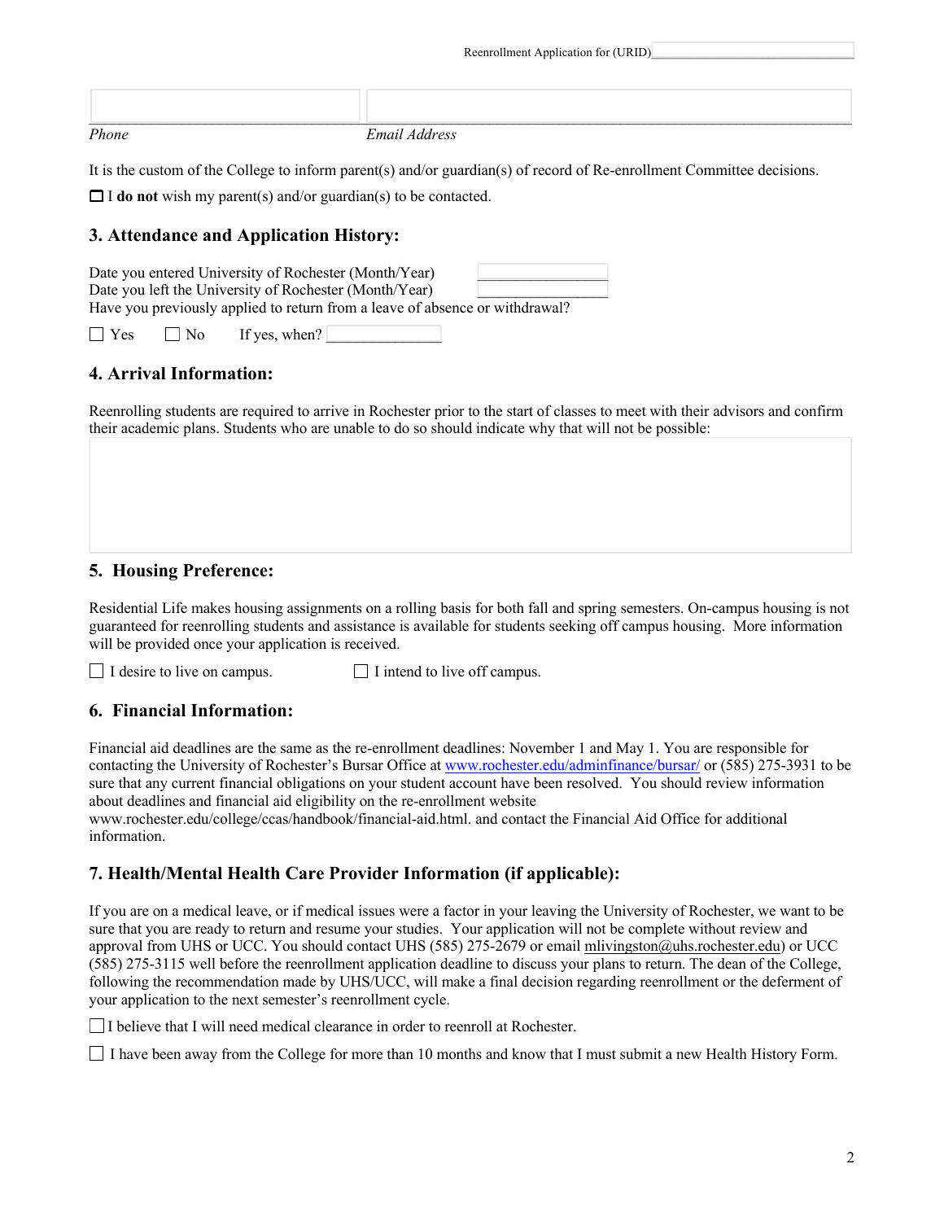Reenrollment Application for (URID)\_\_\_\_\_\_\_\_\_\_\_\_\_\_\_\_\_\_\_\_

*Phone* *Email Address*

It is the custom of the College to inform parent(s) and/or guardian(s) of record of Re-enrollment Committee decisions.

☐ I **do not** wish my parent(s) and/or guardian(s) to be contacted.

## 3. Attendance and Application History:

Date you entered University of Rochester (Month/Year) \_\_\_\_\_\_\_\_\_\_\_\_\_\_\_\_
Date you left the University of Rochester (Month/Year) \_\_\_\_\_\_\_\_\_\_\_\_\_\_\_\_
Have you previously applied to return from a leave of absence or withdrawal?

☐ Yes ☐ No If yes, when? \_\_\_\_\_\_\_\_\_\_\_\_\_\_\_\_

## 4. Arrival Information:

Reenrolling students are required to arrive in Rochester prior to the start of classes to meet with their advisors and confirm their academic plans. Students who are unable to do so should indicate why that will not be possible:

## 5. Housing Preference:

Residential Life makes housing assignments on a rolling basis for both fall and spring semesters. On-campus housing is not guaranteed for reenrolling students and assistance is available for students seeking off campus housing. More information will be provided once your application is received.

☐ I desire to live on campus. ☐ I intend to live off campus.

## 6. Financial Information:

Financial aid deadlines are the same as the re-enrollment deadlines: November 1 and May 1. You are responsible for contacting the University of Rochester's Bursar Office at www.rochester.edu/adminfinance/bursar/ or (585) 275-3931 to be sure that any current financial obligations on your student account have been resolved. You should review information about deadlines and financial aid eligibility on the re-enrollment website www.rochester.edu/college/ccas/handbook/financial-aid.html. and contact the Financial Aid Office for additional information.

## 7. Health/Mental Health Care Provider Information (if applicable):

If you are on a medical leave, or if medical issues were a factor in your leaving the University of Rochester, we want to be sure that you are ready to return and resume your studies. Your application will not be complete without review and approval from UHS or UCC. You should contact UHS (585) 275-2679 or email mlivingston@uhs.rochester.edu) or UCC (585) 275-3115 well before the reenrollment application deadline to discuss your plans to return. The dean of the College, following the recommendation made by UHS/UCC, will make a final decision regarding reenrollment or the deferment of your application to the next semester's reenrollment cycle.

☐ I believe that I will need medical clearance in order to reenroll at Rochester.

☐ I have been away from the College for more than 10 months and know that I must submit a new Health History Form.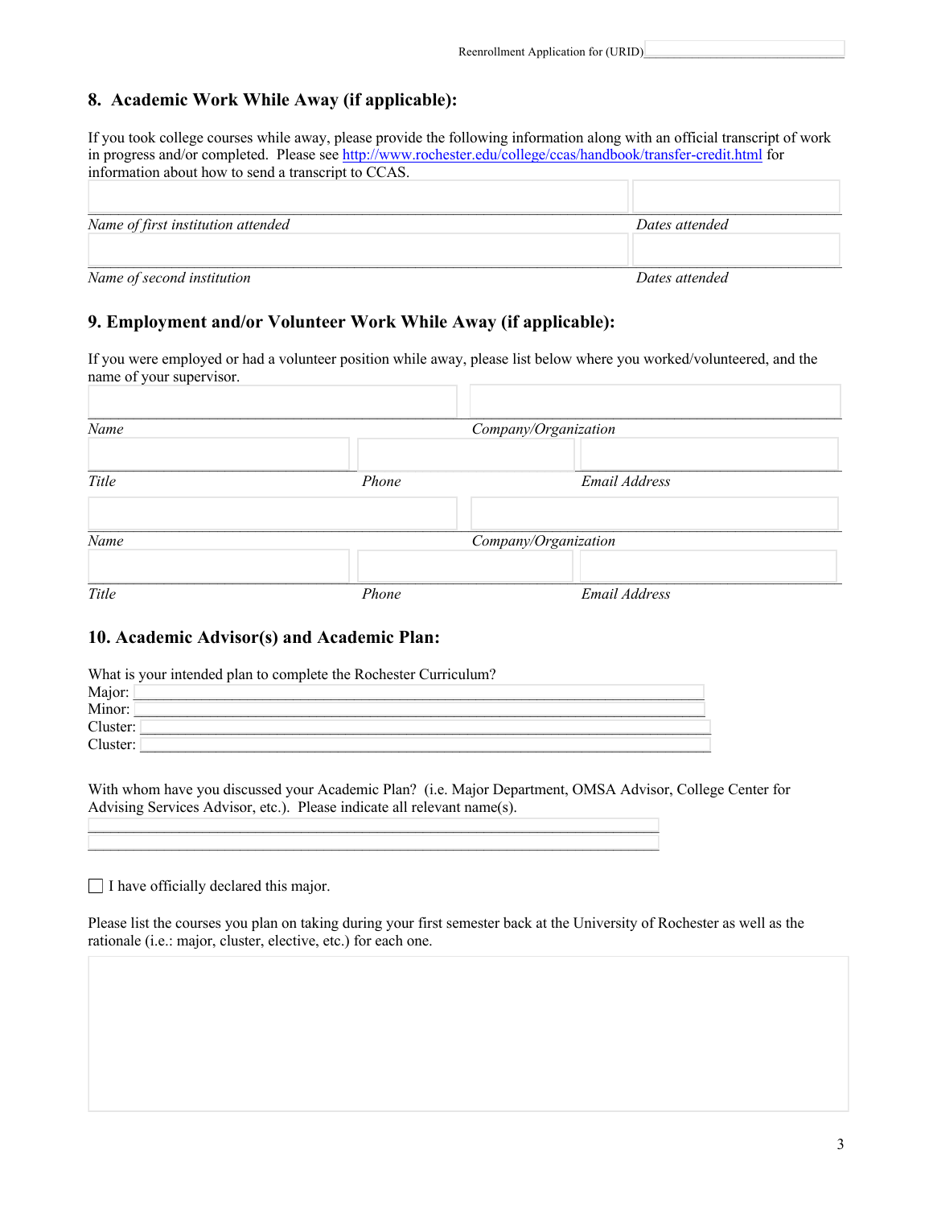Reenrollment Application for (URID)\_\_\_\_\_\_\_\_\_\_\_\_\_\_\_\_\_\_

## 8. Academic Work While Away (if applicable):

If you took college courses while away, please provide the following information along with an official transcript of work in progress and/or completed. Please see http://www.rochester.edu/college/ccas/handbook/transfer-credit.html for information about how to send a transcript to CCAS.

| | |
|---|---|
| *Name of first institution attended* | *Dates attended* |
| *Name of second institution* | *Dates attended* |

## 9. Employment and/or Volunteer Work While Away (if applicable):

If you were employed or had a volunteer position while away, please list below where you worked/volunteered, and the name of your supervisor.

| | | |
|---|---|---|
| *Name* | *Company/Organization* | |
| *Title* | *Phone* | *Email Address* |
| *Name* | *Company/Organization* | |
| *Title* | *Phone* | *Email Address* |

## 10. Academic Advisor(s) and Academic Plan:

What is your intended plan to complete the Rochester Curriculum?

Major: \_\_\_\_\_\_\_\_\_\_\_\_\_\_\_\_\_\_\_\_\_\_\_\_\_\_\_\_\_\_\_\_\_\_\_\_\_\_\_\_\_\_\_\_\_\_\_\_\_\_\_\_\_\_\_\_\_\_\_\_

Minor: \_\_\_\_\_\_\_\_\_\_\_\_\_\_\_\_\_\_\_\_\_\_\_\_\_\_\_\_\_\_\_\_\_\_\_\_\_\_\_\_\_\_\_\_\_\_\_\_\_\_\_\_\_\_\_\_\_\_\_\_

Cluster: \_\_\_\_\_\_\_\_\_\_\_\_\_\_\_\_\_\_\_\_\_\_\_\_\_\_\_\_\_\_\_\_\_\_\_\_\_\_\_\_\_\_\_\_\_\_\_\_\_\_\_\_\_\_\_\_\_\_\_

Cluster: \_\_\_\_\_\_\_\_\_\_\_\_\_\_\_\_\_\_\_\_\_\_\_\_\_\_\_\_\_\_\_\_\_\_\_\_\_\_\_\_\_\_\_\_\_\_\_\_\_\_\_\_\_\_\_\_\_\_\_

With whom have you discussed your Academic Plan? (i.e. Major Department, OMSA Advisor, College Center for Advising Services Advisor, etc.). Please indicate all relevant name(s).

\_\_\_\_\_\_\_\_\_\_\_\_\_\_\_\_\_\_\_\_\_\_\_\_\_\_\_\_\_\_\_\_\_\_\_\_\_\_\_\_\_\_\_\_\_\_\_\_\_\_\_\_\_\_\_\_\_\_\_\_\_\_\_\_\_\_

\_\_\_\_\_\_\_\_\_\_\_\_\_\_\_\_\_\_\_\_\_\_\_\_\_\_\_\_\_\_\_\_\_\_\_\_\_\_\_\_\_\_\_\_\_\_\_\_\_\_\_\_\_\_\_\_\_\_\_\_\_\_\_\_\_\_

☐ I have officially declared this major.

Please list the courses you plan on taking during your first semester back at the University of Rochester as well as the rationale (i.e.: major, cluster, elective, etc.) for each one.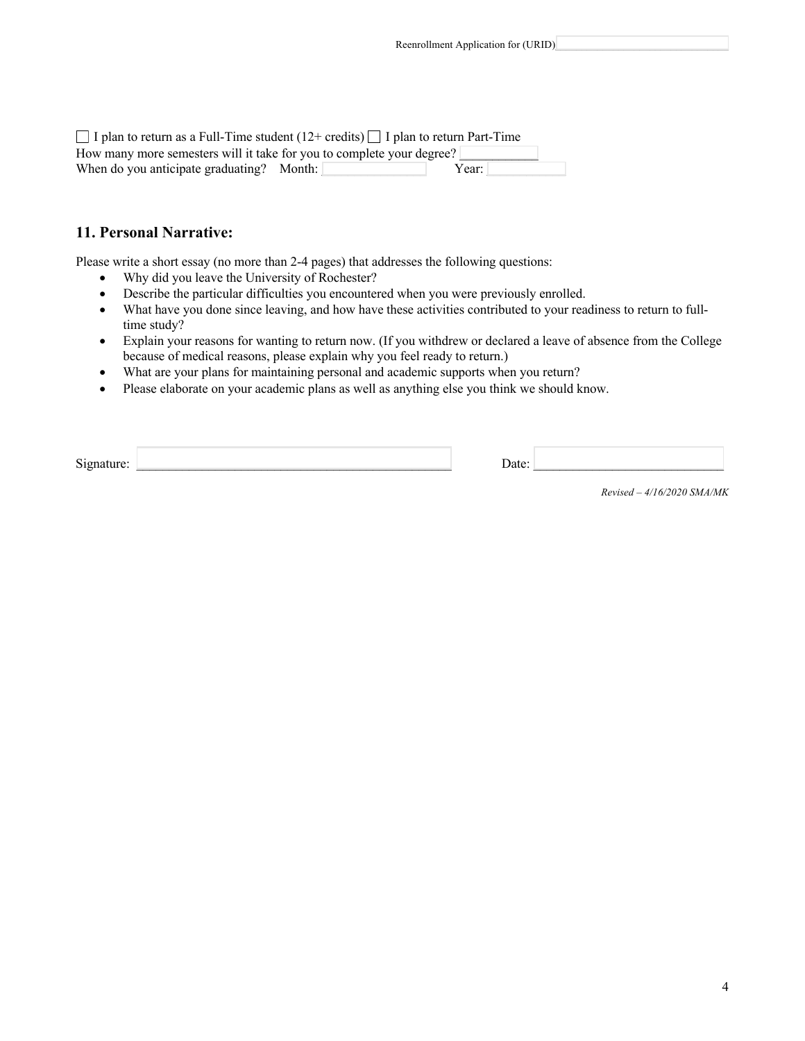Reenrollment Application for (URID) ______________________

☐ I plan to return as a Full-Time student (12+ credits) ☐ I plan to return Part-Time

How many more semesters will it take for you to complete your degree? ___________

When do you anticipate graduating? Month: ______________ Year: __________

## 11. Personal Narrative:

Please write a short essay (no more than 2-4 pages) that addresses the following questions:

- Why did you leave the University of Rochester?
- Describe the particular difficulties you encountered when you were previously enrolled.
- What have you done since leaving, and how have these activities contributed to your readiness to return to full-time study?
- Explain your reasons for wanting to return now. (If you withdrew or declared a leave of absence from the College because of medical reasons, please explain why you feel ready to return.)
- What are your plans for maintaining personal and academic supports when you return?
- Please elaborate on your academic plans as well as anything else you think we should know.

Signature: _______________________________________________ Date: ____________________________

*Revised – 4/16/2020 SMA/MK*